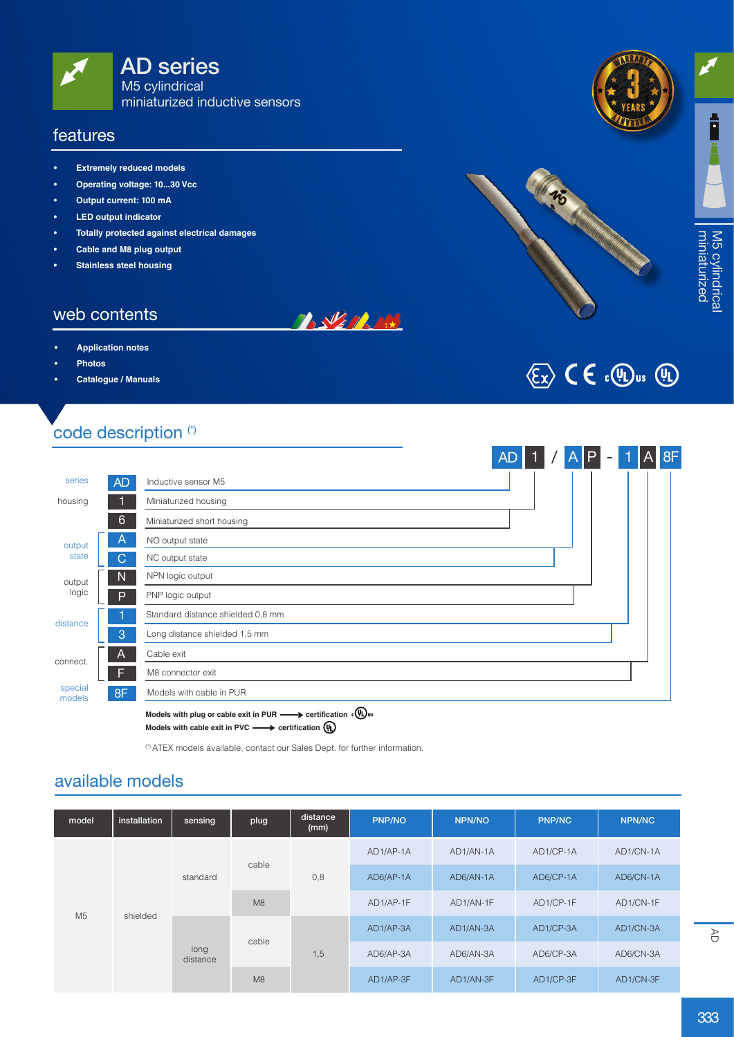# AD series

M5 cylindrical
miniaturized inductive sensors

## features

- Extremely reduced models
- Operating voltage: 10...30 Vcc
- Output current: 100 mA
- LED output indicator
- Totally protected against electrical damages
- Cable and M8 plug output
- Stainless steel housing

## web contents

- Application notes
- Photos
- Catalogue / Manuals

## code description (*)

AD 1 / A P - 1 A 8F

| | | |
|---|---|---|
| series | AD | Inductive sensor M5 |
| housing | 1 | Miniaturized housing |
| | 6 | Miniaturized short housing |
| output state | A | NO output state |
| | C | NC output state |
| output logic | N | NPN logic output |
| | P | PNP logic output |
| distance | 1 | Standard distance shielded 0,8 mm |
| | 3 | Long distance shielded 1,5 mm |
| connect. | A | Cable exit |
| | F | M8 connector exit |
| special models | 8F | Models with cable in PUR |

**Models with plug or cable exit in PUR → certification cULus**
**Models with cable exit in PVC → certification UL**

(*) ATEX models available, contact our Sales Dept. for further information.

## available models

| model | installation | sensing | plug | distance (mm) | PNP/NO | NPN/NO | PNP/NC | NPN/NC |
|---|---|---|---|---|---|---|---|---|
| M5 | shielded | standard | cable | 0,8 | AD1/AP-1A | AD1/AN-1A | AD1/CP-1A | AD1/CN-1A |
| | | | | | AD6/AP-1A | AD6/AN-1A | AD6/CP-1A | AD6/CN-1A |
| | | | M8 | | AD1/AP-1F | AD1/AN-1F | AD1/CP-1F | AD1/CN-1F |
| | | long distance | cable | 1,5 | AD1/AP-3A | AD1/AN-3A | AD1/CP-3A | AD1/CN-3A |
| | | | | | AD6/AP-3A | AD6/AN-3A | AD6/CP-3A | AD6/CN-3A |
| | | | M8 | | AD1/AP-3F | AD1/AN-3F | AD1/CP-3F | AD1/CN-3F |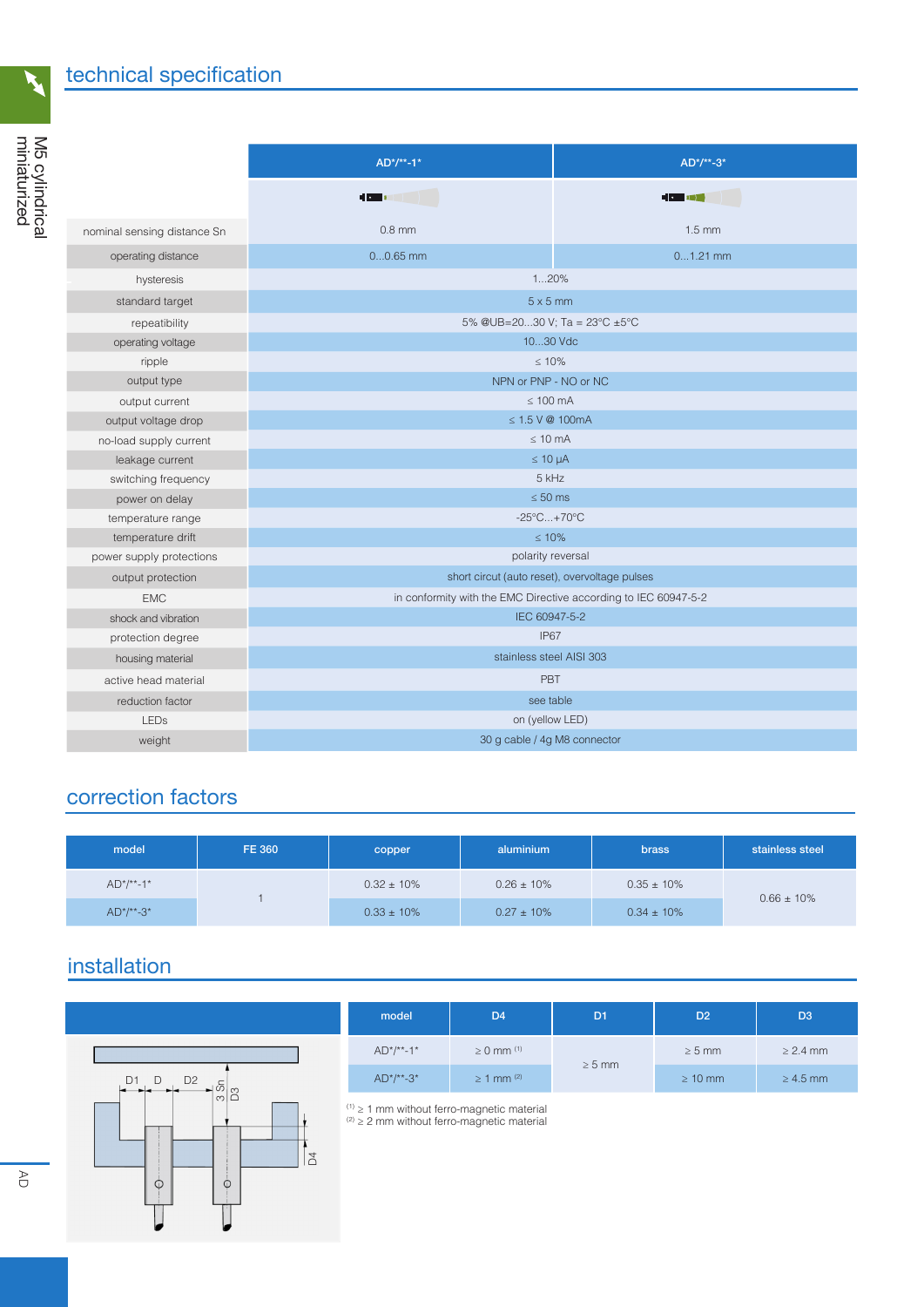## technical specification

| | AD*/**-1* | AD*/**-3* |
|---|---|---|
| nominal sensing distance Sn | 0.8 mm | 1.5 mm |
| operating distance | 0...0.65 mm | 0...1.21 mm |
| hysteresis | 1...20% | |
| standard target | 5 x 5 mm | |
| repeatibility | 5% @UB=20...30 V; Ta = 23°C ±5°C | |
| operating voltage | 10...30 Vdc | |
| ripple | ≤ 10% | |
| output type | NPN or PNP - NO or NC | |
| output current | ≤ 100 mA | |
| output voltage drop | ≤ 1.5 V @ 100mA | |
| no-load supply current | ≤ 10 mA | |
| leakage current | ≤ 10 µA | |
| switching frequency | 5 kHz | |
| power on delay | ≤ 50 ms | |
| temperature range | -25°C...+70°C | |
| temperature drift | ≤ 10% | |
| power supply protections | polarity reversal | |
| output protection | short circuit (auto reset), overvoltage pulses | |
| EMC | in conformity with the EMC Directive according to IEC 60947-5-2 | |
| shock and vibration | IEC 60947-5-2 | |
| protection degree | IP67 | |
| housing material | stainless steel AISI 303 | |
| active head material | PBT | |
| reduction factor | see table | |
| LEDs | on (yellow LED) | |
| weight | 30 g cable / 4g M8 connector | |

## correction factors

| model | FE 360 | copper | aluminium | brass | stainless steel |
|---|---|---|---|---|---|
| AD*/**-1* | 1 | 0.32 ± 10% | 0.26 ± 10% | 0.35 ± 10% | 0.66 ± 10% |
| AD*/**-3* | | 0.33 ± 10% | 0.27 ± 10% | 0.34 ± 10% | |

## installation

| model | D4 | D1 | D2 | D3 |
|---|---|---|---|---|
| AD*/**-1* | ≥ 0 mm [1] | ≥ 5 mm | ≥ 5 mm | ≥ 2.4 mm |
| AD*/**-3* | ≥ 1 mm [2] | | ≥ 10 mm | ≥ 4.5 mm |

[1] ≥ 1 mm without ferro-magnetic material
[2] ≥ 2 mm without ferro-magnetic material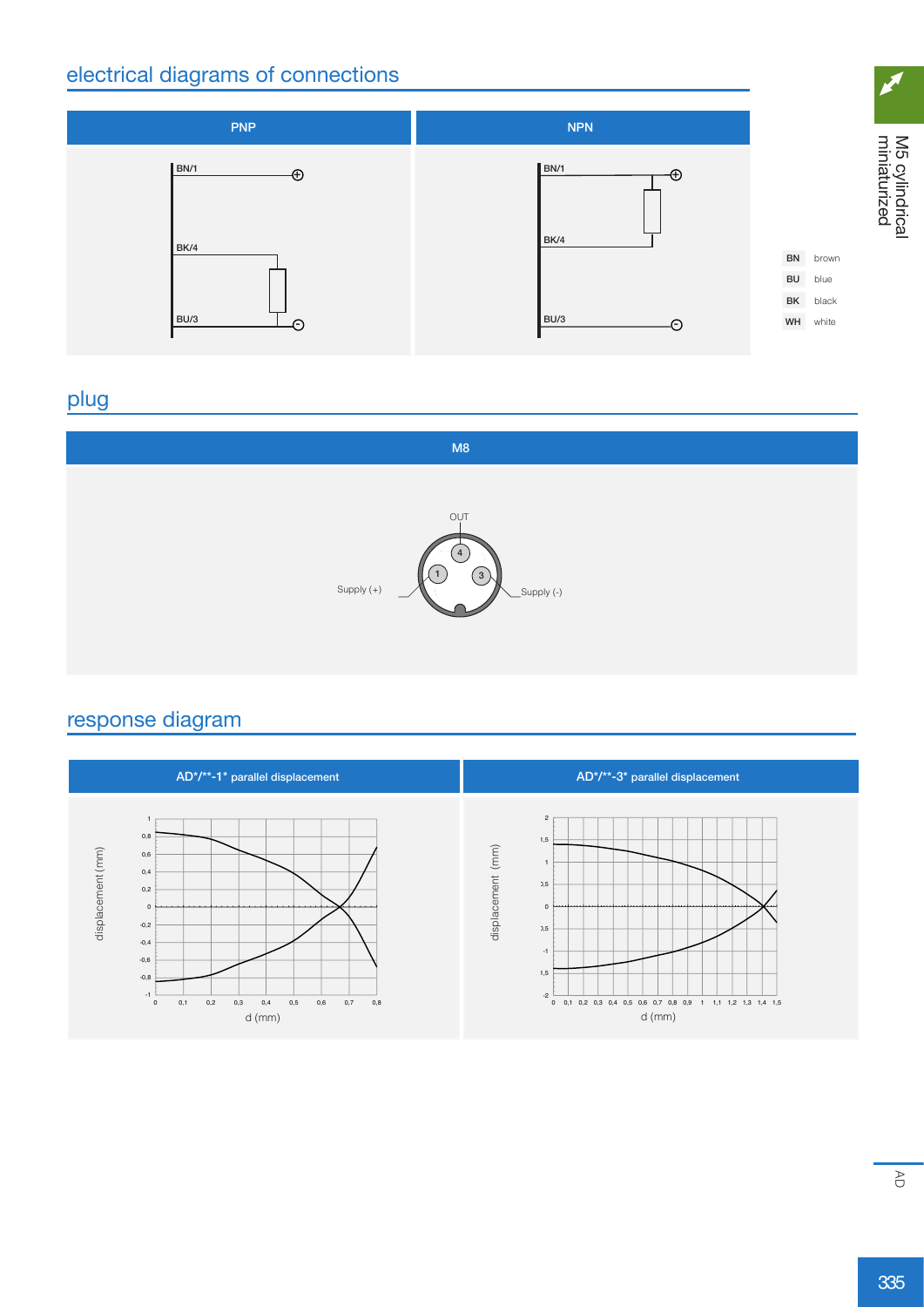## electrical diagrams of connections

| PNP | NPN |
| --- | --- |
| BN/1 ⊕, BK/4, BU/3 ⊖ | BN/1 ⊕, BK/4, BU/3 ⊖ |

| | |
| --- | --- |
| BN | brown |
| BU | blue |
| BK | black |
| WH | white |

## plug

**M8**

OUT (4)

Supply (+) (1)

Supply (-) (3)

## response diagram

**AD*/**-1* parallel displacement**

displacement (mm)

d (mm)

**AD*/**-3* parallel displacement**

displacement (mm)

d (mm)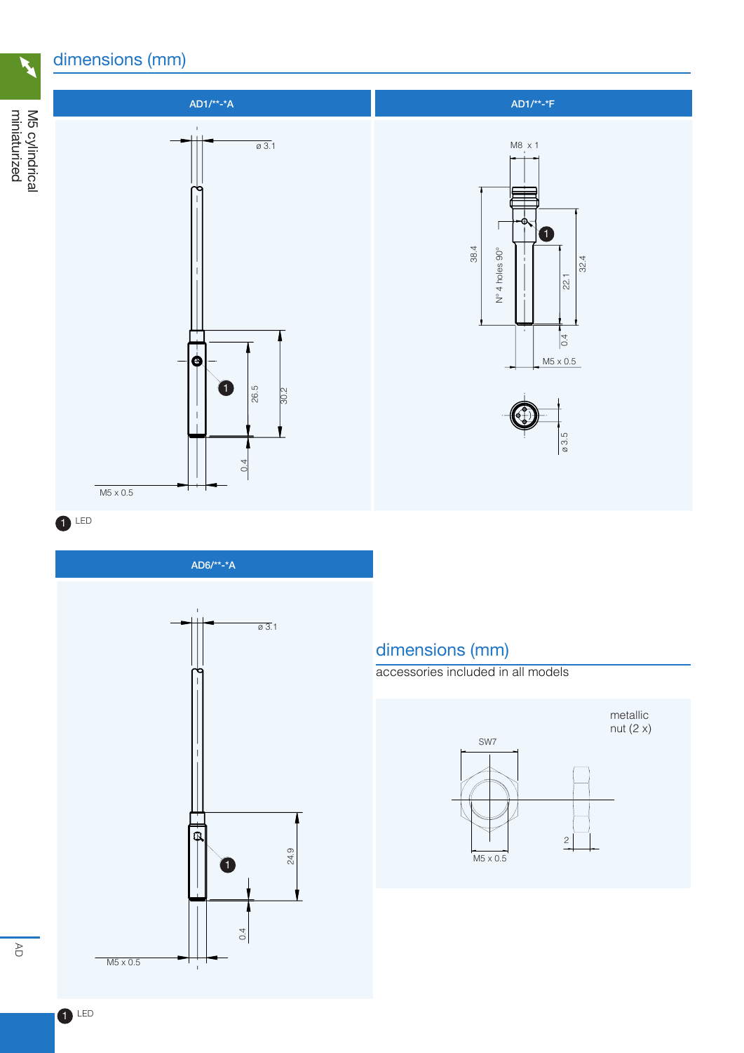## dimensions (mm)

### AD1/**-*A

ø 3.1

26.5

30.2

0.4

M5 x 0.5

1 LED

### AD1/**-*F

M8 x 1

38.4

N° 4 holes 90°

22.1

32.4

0.4

M5 x 0.5

ø 3.5

### AD6/**-*A

ø 3.1

24.9

0.4

M5 x 0.5

1 LED

## dimensions (mm)

accessories included in all models

metallic nut (2 x)

SW7

2

M5 x 0.5